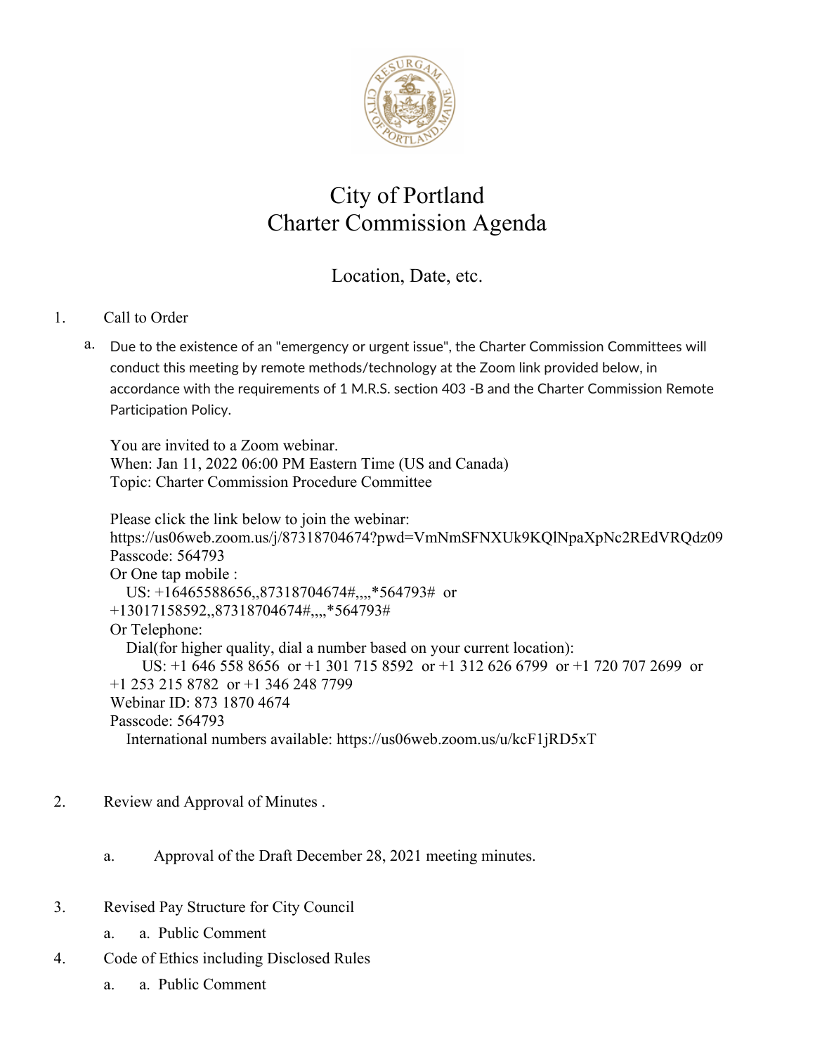# City of Portland
# Charter Commission Agenda

## Location, Date, etc.

1. Call to Order

   a. Due to the existence of an "emergency or urgent issue", the Charter Commission Committees will conduct this meeting by remote methods/technology at the Zoom link provided below, in accordance with the requirements of 1 M.R.S. section 403 -B and the Charter Commission Remote Participation Policy.

   You are invited to a Zoom webinar.
   When: Jan 11, 2022 06:00 PM Eastern Time (US and Canada)
   Topic: Charter Commission Procedure Committee

   Please click the link below to join the webinar:
   https://us06web.zoom.us/j/87318704674?pwd=VmNmSFNXUk9KQlNpaXpNc2REdVRQdz09
   Passcode: 564793
   Or One tap mobile :
   US: +16465588656,,87318704674#,,,,*564793# or
   +13017158592,,87318704674#,,,,*564793#
   Or Telephone:
   Dial(for higher quality, dial a number based on your current location):
   US: +1 646 558 8656 or +1 301 715 8592 or +1 312 626 6799 or +1 720 707 2699 or
   +1 253 215 8782 or +1 346 248 7799
   Webinar ID: 873 1870 4674
   Passcode: 564793
   International numbers available: https://us06web.zoom.us/u/kcF1jRD5xT

2. Review and Approval of Minutes .

   a. Approval of the Draft December 28, 2021 meeting minutes.

3. Revised Pay Structure for City Council

   a. a. Public Comment

4. Code of Ethics including Disclosed Rules

   a. a. Public Comment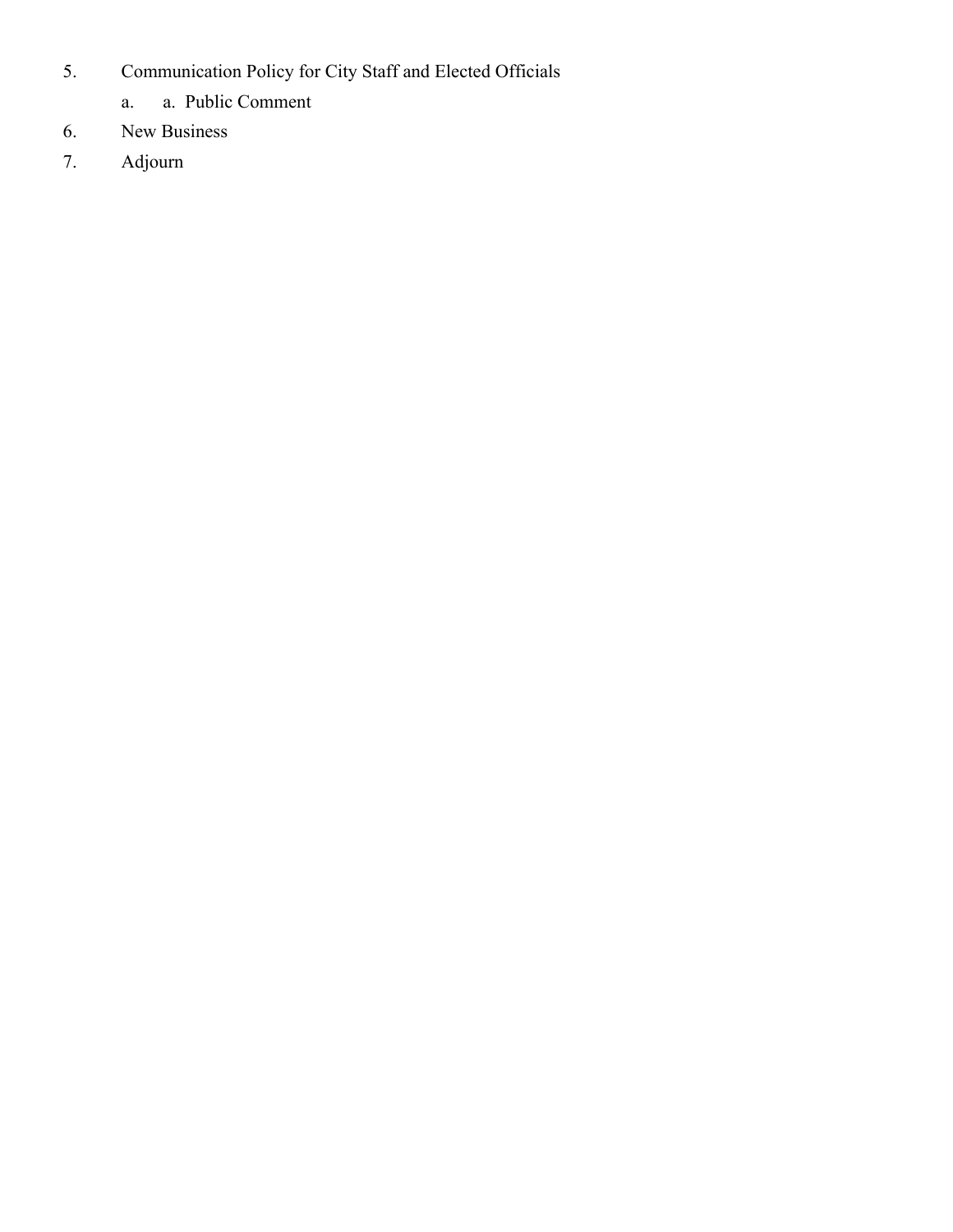5. Communication Policy for City Staff and Elected Officials
    a. a. Public Comment
6. New Business
7. Adjourn